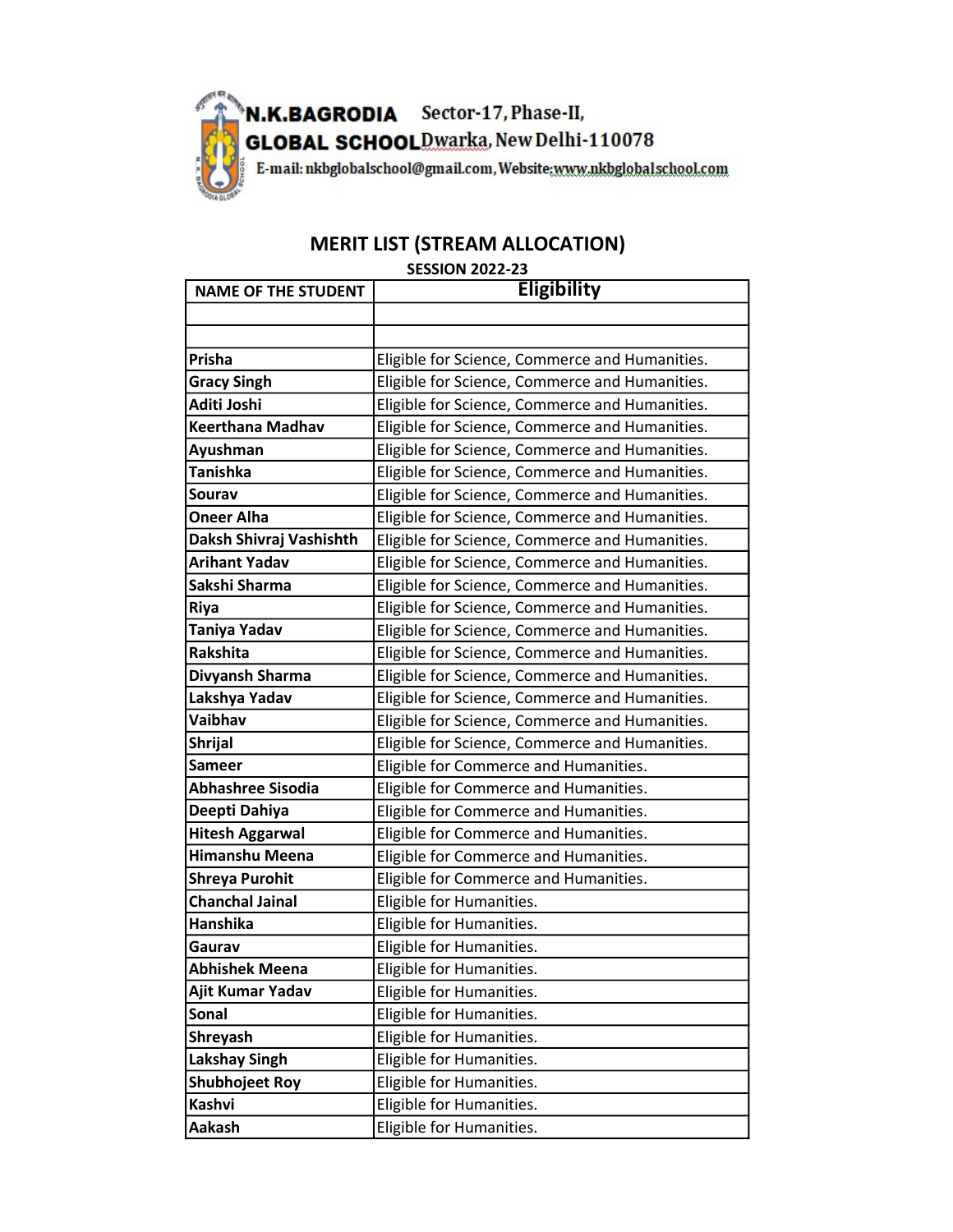N.K.BAGRODIA GLOBAL SCHOOL Sector-17, Phase-II, Dwarka, New Delhi-110078

E-mail: nkbglobalschool@gmail.com, Website:www.nkbglobalschool.com

## MERIT LIST (STREAM ALLOCATION)

**SESSION 2022-23**

| NAME OF THE STUDENT | Eligibility |
|---|---|
| | |
| | |
| Prisha | Eligible for Science, Commerce and Humanities. |
| Gracy Singh | Eligible for Science, Commerce and Humanities. |
| Aditi Joshi | Eligible for Science, Commerce and Humanities. |
| Keerthana Madhav | Eligible for Science, Commerce and Humanities. |
| Ayushman | Eligible for Science, Commerce and Humanities. |
| Tanishka | Eligible for Science, Commerce and Humanities. |
| Sourav | Eligible for Science, Commerce and Humanities. |
| Oneer Alha | Eligible for Science, Commerce and Humanities. |
| Daksh Shivraj Vashishth | Eligible for Science, Commerce and Humanities. |
| Arihant Yadav | Eligible for Science, Commerce and Humanities. |
| Sakshi Sharma | Eligible for Science, Commerce and Humanities. |
| Riya | Eligible for Science, Commerce and Humanities. |
| Taniya Yadav | Eligible for Science, Commerce and Humanities. |
| Rakshita | Eligible for Science, Commerce and Humanities. |
| Divyansh Sharma | Eligible for Science, Commerce and Humanities. |
| Lakshya Yadav | Eligible for Science, Commerce and Humanities. |
| Vaibhav | Eligible for Science, Commerce and Humanities. |
| Shrijal | Eligible for Science, Commerce and Humanities. |
| Sameer | Eligible for Commerce and Humanities. |
| Abhashree Sisodia | Eligible for Commerce and Humanities. |
| Deepti Dahiya | Eligible for Commerce and Humanities. |
| Hitesh Aggarwal | Eligible for Commerce and Humanities. |
| Himanshu Meena | Eligible for Commerce and Humanities. |
| Shreya Purohit | Eligible for Commerce and Humanities. |
| Chanchal Jainal | Eligible for Humanities. |
| Hanshika | Eligible for Humanities. |
| Gaurav | Eligible for Humanities. |
| Abhishek Meena | Eligible for Humanities. |
| Ajit Kumar Yadav | Eligible for Humanities. |
| Sonal | Eligible for Humanities. |
| Shreyash | Eligible for Humanities. |
| Lakshay Singh | Eligible for Humanities. |
| Shubhojeet Roy | Eligible for Humanities. |
| Kashvi | Eligible for Humanities. |
| Aakash | Eligible for Humanities. |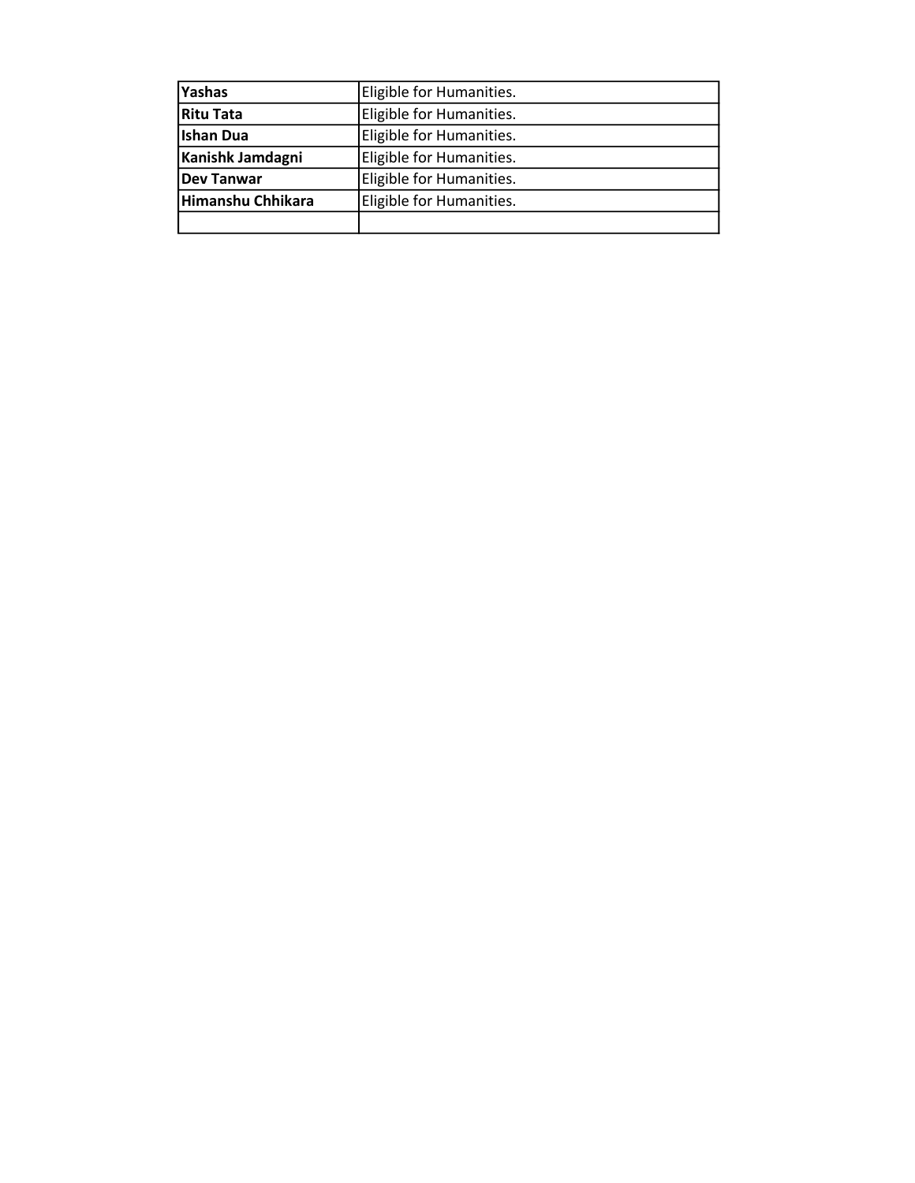| | |
|---|---|
| **Yashas** | Eligible for Humanities. |
| **Ritu Tata** | Eligible for Humanities. |
| **Ishan Dua** | Eligible for Humanities. |
| **Kanishk Jamdagni** | Eligible for Humanities. |
| **Dev Tanwar** | Eligible for Humanities. |
| **Himanshu Chhikara** | Eligible for Humanities. |
| | |